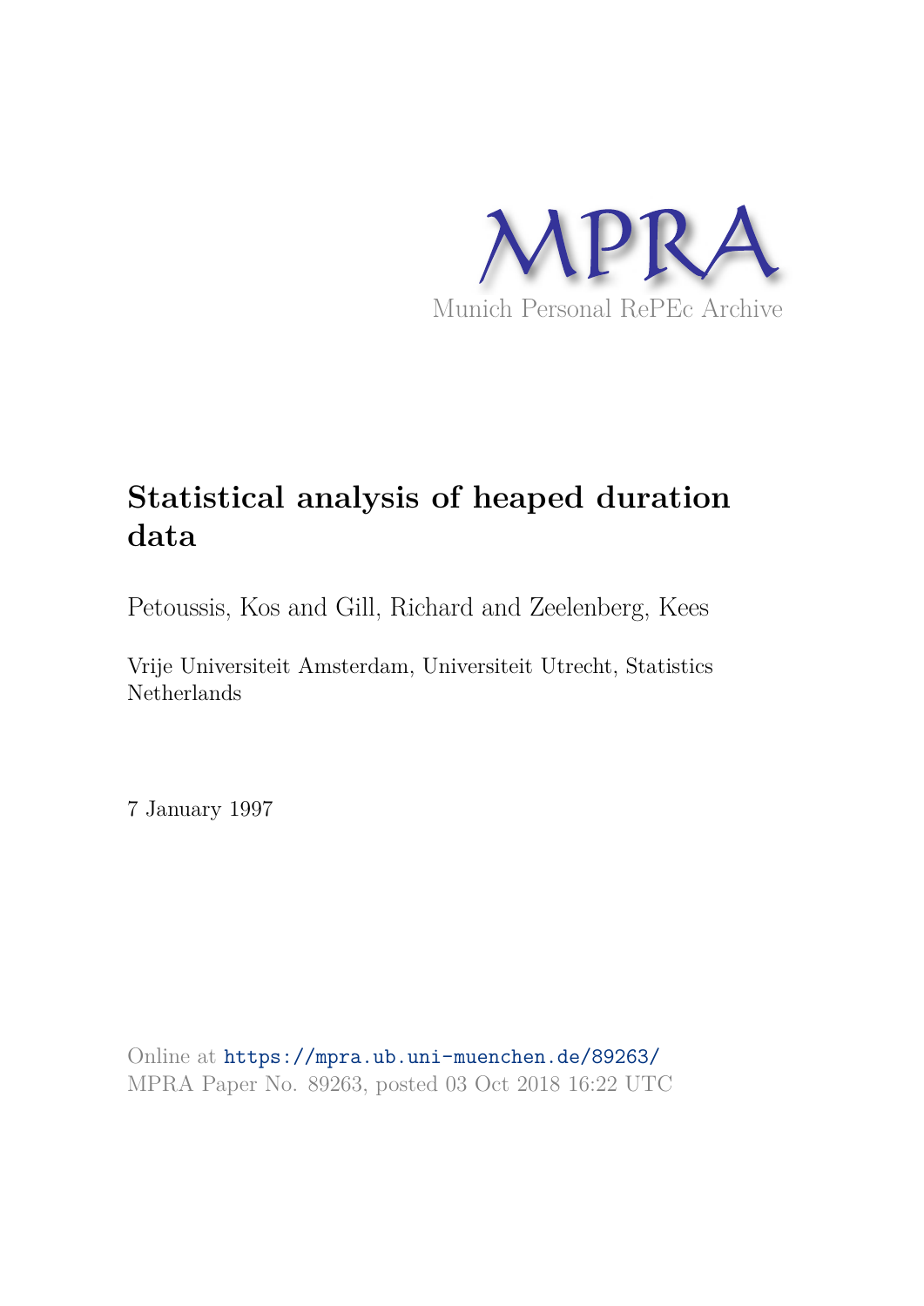MPRA

Munich Personal RePEc Archive

# Statistical analysis of heaped duration data

Petoussis, Kos and Gill, Richard and Zeelenberg, Kees

Vrije Universiteit Amsterdam, Universiteit Utrecht, Statistics Netherlands

7 January 1997

Online at https://mpra.ub.uni-muenchen.de/89263/
MPRA Paper No. 89263, posted 03 Oct 2018 16:22 UTC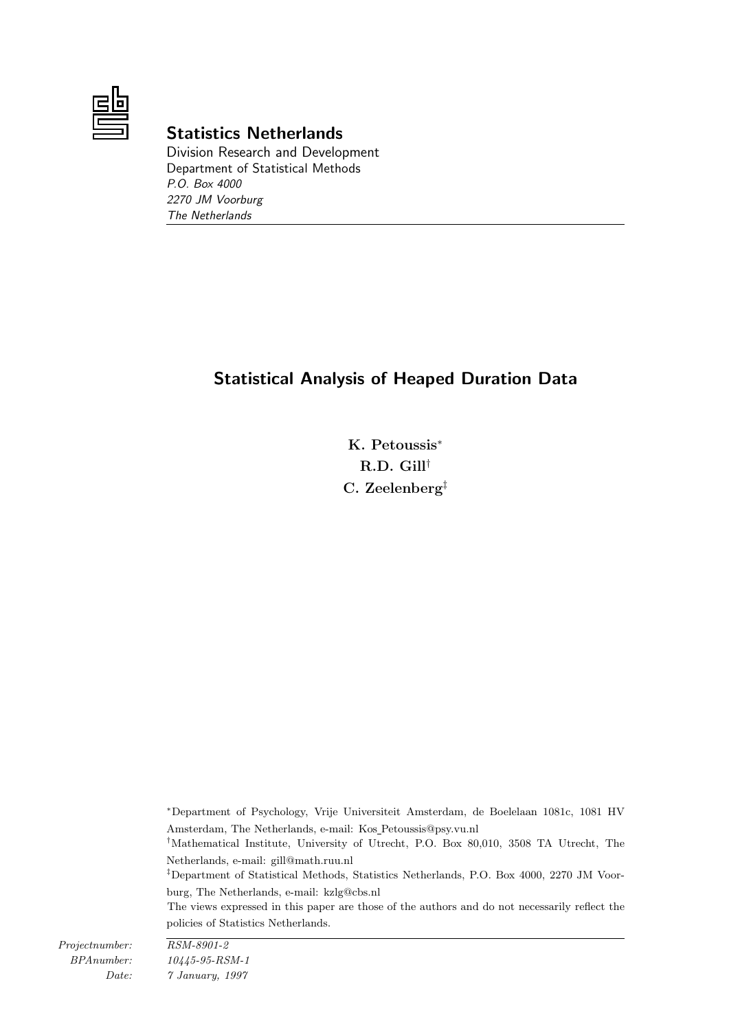## Statistics Netherlands

Division Research and Development
Department of Statistical Methods
*P.O. Box 4000*
*2270 JM Voorburg*
*The Netherlands*

---

# Statistical Analysis of Heaped Duration Data

**K. Petoussis***
**R.D. Gill†**
**C. Zeelenberg‡**

*Department of Psychology, Vrije Universiteit Amsterdam, de Boelelaan 1081c, 1081 HV Amsterdam, The Netherlands, e-mail: Kos_Petoussis@psy.vu.nl

†Mathematical Institute, University of Utrecht, P.O. Box 80,010, 3508 TA Utrecht, The Netherlands, e-mail: gill@math.ruu.nl

‡Department of Statistical Methods, Statistics Netherlands, P.O. Box 4000, 2270 JM Voorburg, The Netherlands, e-mail: kzlg@cbs.nl

The views expressed in this paper are those of the authors and do not necessarily reflect the policies of Statistics Netherlands.

---

*Projectnumber:* *RSM-8901-2*
*BPAnumber:* *10445-95-RSM-1*
*Date:* *7 January, 1997*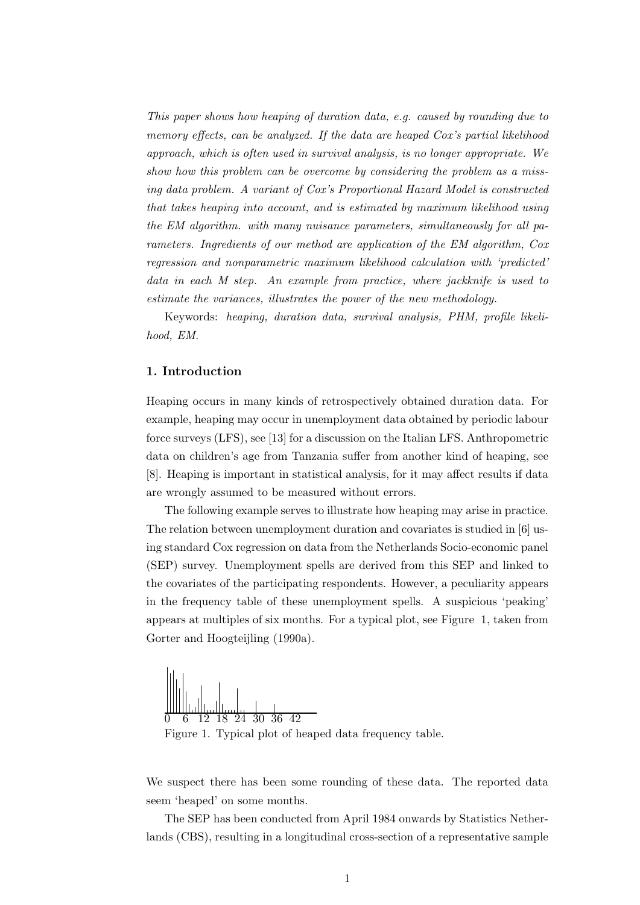*This paper shows how heaping of duration data, e.g. caused by rounding due to memory effects, can be analyzed. If the data are heaped Cox's partial likelihood approach, which is often used in survival analysis, is no longer appropriate. We show how this problem can be overcome by considering the problem as a missing data problem. A variant of Cox's Proportional Hazard Model is constructed that takes heaping into account, and is estimated by maximum likelihood using the EM algorithm. with many nuisance parameters, simultaneously for all parameters. Ingredients of our method are application of the EM algorithm, Cox regression and nonparametric maximum likelihood calculation with 'predicted' data in each M step. An example from practice, where jackknife is used to estimate the variances, illustrates the power of the new methodology.*

Keywords: *heaping, duration data, survival analysis, PHM, profile likelihood, EM.*

## 1. Introduction

Heaping occurs in many kinds of retrospectively obtained duration data. For example, heaping may occur in unemployment data obtained by periodic labour force surveys (LFS), see [13] for a discussion on the Italian LFS. Anthropometric data on children's age from Tanzania suffer from another kind of heaping, see [8]. Heaping is important in statistical analysis, for it may affect results if data are wrongly assumed to be measured without errors.

The following example serves to illustrate how heaping may arise in practice. The relation between unemployment duration and covariates is studied in [6] using standard Cox regression on data from the Netherlands Socio-economic panel (SEP) survey. Unemployment spells are derived from this SEP and linked to the covariates of the participating respondents. However, a peculiarity appears in the frequency table of these unemployment spells. A suspicious 'peaking' appears at multiples of six months. For a typical plot, see Figure 1, taken from Gorter and Hoogteijling (1990a).

0 6 12 18 24 30 36 42

Figure 1. Typical plot of heaped data frequency table.

We suspect there has been some rounding of these data. The reported data seem 'heaped' on some months.

The SEP has been conducted from April 1984 onwards by Statistics Netherlands (CBS), resulting in a longitudinal cross-section of a representative sample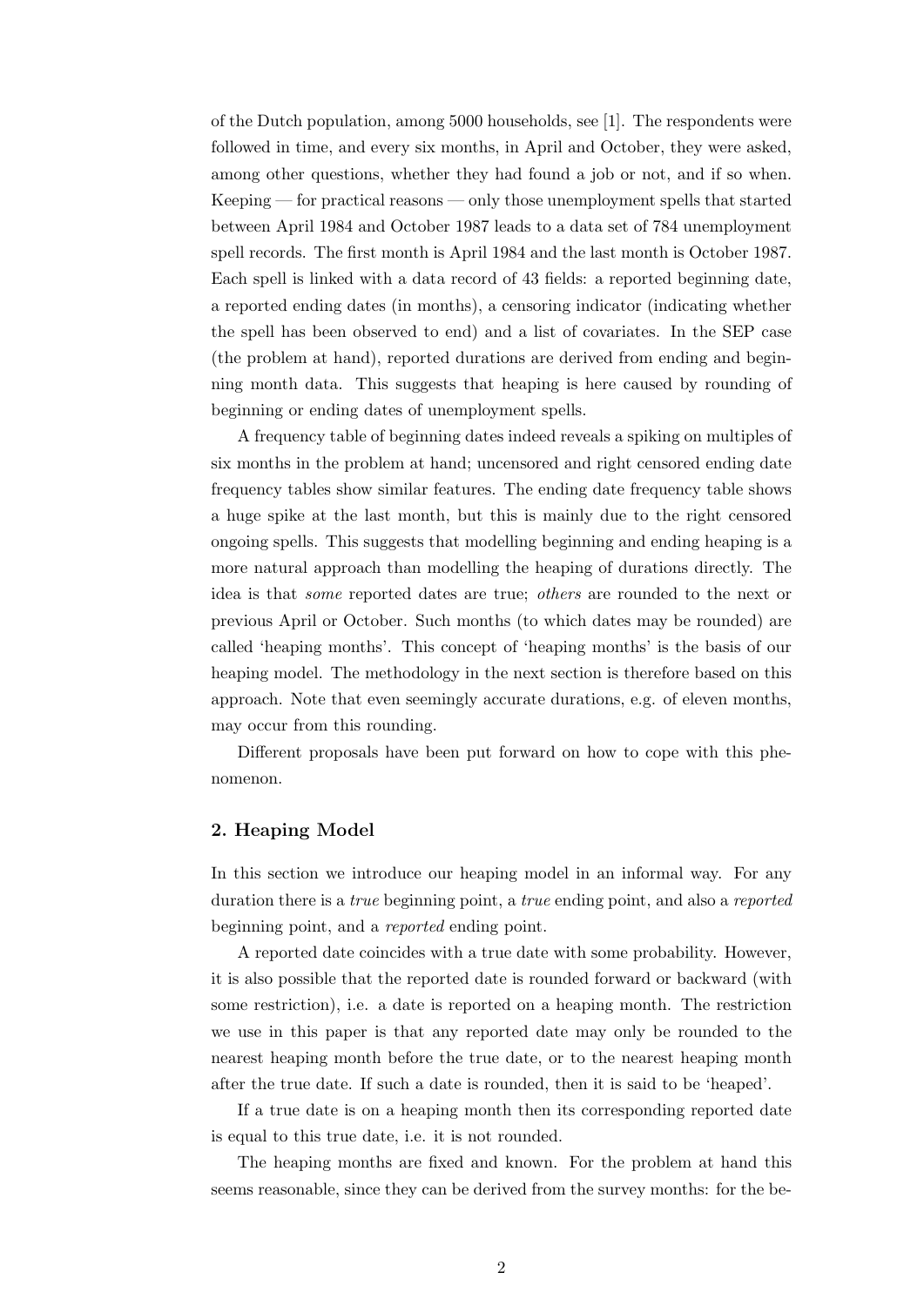of the Dutch population, among 5000 households, see [1]. The respondents were followed in time, and every six months, in April and October, they were asked, among other questions, whether they had found a job or not, and if so when. Keeping — for practical reasons — only those unemployment spells that started between April 1984 and October 1987 leads to a data set of 784 unemployment spell records. The first month is April 1984 and the last month is October 1987. Each spell is linked with a data record of 43 fields: a reported beginning date, a reported ending dates (in months), a censoring indicator (indicating whether the spell has been observed to end) and a list of covariates. In the SEP case (the problem at hand), reported durations are derived from ending and beginning month data. This suggests that heaping is here caused by rounding of beginning or ending dates of unemployment spells.

A frequency table of beginning dates indeed reveals a spiking on multiples of six months in the problem at hand; uncensored and right censored ending date frequency tables show similar features. The ending date frequency table shows a huge spike at the last month, but this is mainly due to the right censored ongoing spells. This suggests that modelling beginning and ending heaping is a more natural approach than modelling the heaping of durations directly. The idea is that *some* reported dates are true; *others* are rounded to the next or previous April or October. Such months (to which dates may be rounded) are called 'heaping months'. This concept of 'heaping months' is the basis of our heaping model. The methodology in the next section is therefore based on this approach. Note that even seemingly accurate durations, e.g. of eleven months, may occur from this rounding.

Different proposals have been put forward on how to cope with this phenomenon.

## 2. Heaping Model

In this section we introduce our heaping model in an informal way. For any duration there is a *true* beginning point, a *true* ending point, and also a *reported* beginning point, and a *reported* ending point.

A reported date coincides with a true date with some probability. However, it is also possible that the reported date is rounded forward or backward (with some restriction), i.e. a date is reported on a heaping month. The restriction we use in this paper is that any reported date may only be rounded to the nearest heaping month before the true date, or to the nearest heaping month after the true date. If such a date is rounded, then it is said to be 'heaped'.

If a true date is on a heaping month then its corresponding reported date is equal to this true date, i.e. it is not rounded.

The heaping months are fixed and known. For the problem at hand this seems reasonable, since they can be derived from the survey months: for the be-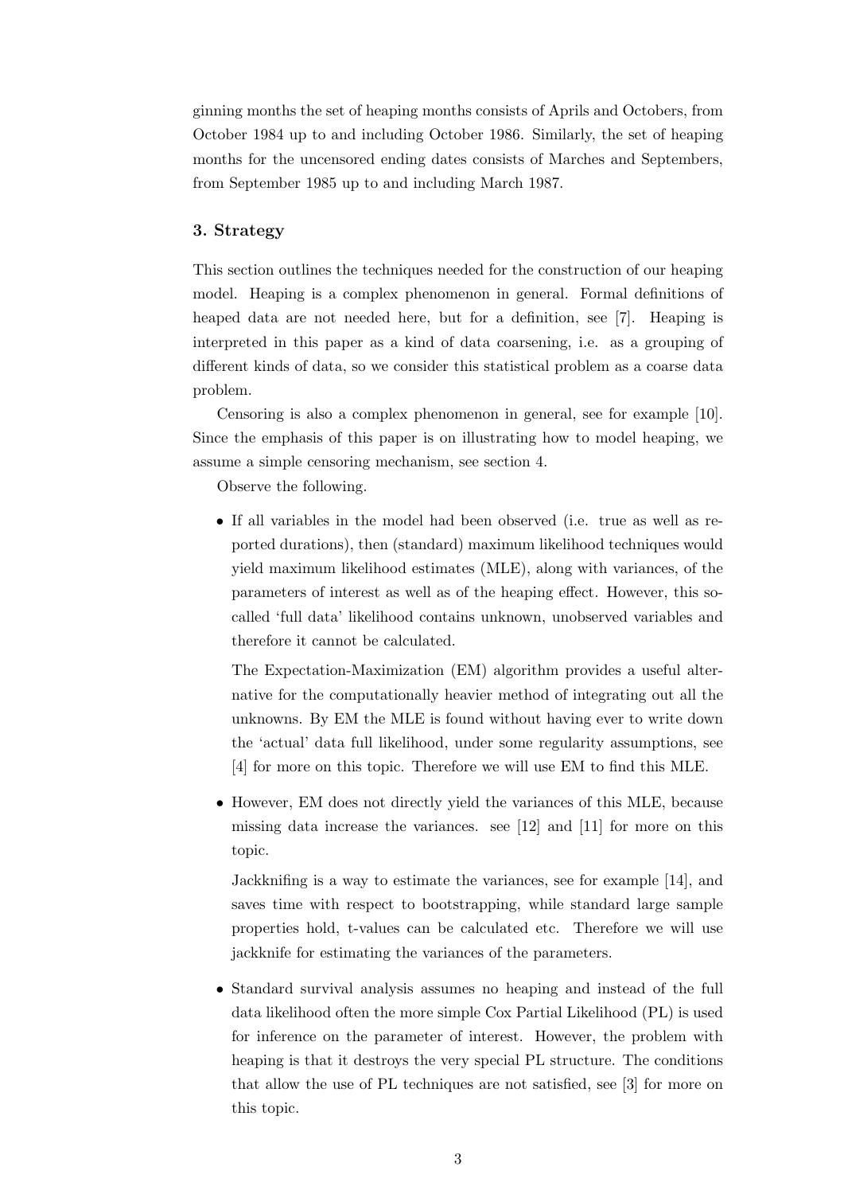ginning months the set of heaping months consists of Aprils and Octobers, from October 1984 up to and including October 1986. Similarly, the set of heaping months for the uncensored ending dates consists of Marches and Septembers, from September 1985 up to and including March 1987.

### 3. Strategy

This section outlines the techniques needed for the construction of our heaping model. Heaping is a complex phenomenon in general. Formal definitions of heaped data are not needed here, but for a definition, see [7]. Heaping is interpreted in this paper as a kind of data coarsening, i.e. as a grouping of different kinds of data, so we consider this statistical problem as a coarse data problem.

Censoring is also a complex phenomenon in general, see for example [10]. Since the emphasis of this paper is on illustrating how to model heaping, we assume a simple censoring mechanism, see section 4.

Observe the following.

- If all variables in the model had been observed (i.e. true as well as reported durations), then (standard) maximum likelihood techniques would yield maximum likelihood estimates (MLE), along with variances, of the parameters of interest as well as of the heaping effect. However, this so-called 'full data' likelihood contains unknown, unobserved variables and therefore it cannot be calculated.

  The Expectation-Maximization (EM) algorithm provides a useful alternative for the computationally heavier method of integrating out all the unknowns. By EM the MLE is found without having ever to write down the 'actual' data full likelihood, under some regularity assumptions, see [4] for more on this topic. Therefore we will use EM to find this MLE.

- However, EM does not directly yield the variances of this MLE, because missing data increase the variances. see [12] and [11] for more on this topic.

  Jackknifing is a way to estimate the variances, see for example [14], and saves time with respect to bootstrapping, while standard large sample properties hold, t-values can be calculated etc. Therefore we will use jackknife for estimating the variances of the parameters.

- Standard survival analysis assumes no heaping and instead of the full data likelihood often the more simple Cox Partial Likelihood (PL) is used for inference on the parameter of interest. However, the problem with heaping is that it destroys the very special PL structure. The conditions that allow the use of PL techniques are not satisfied, see [3] for more on this topic.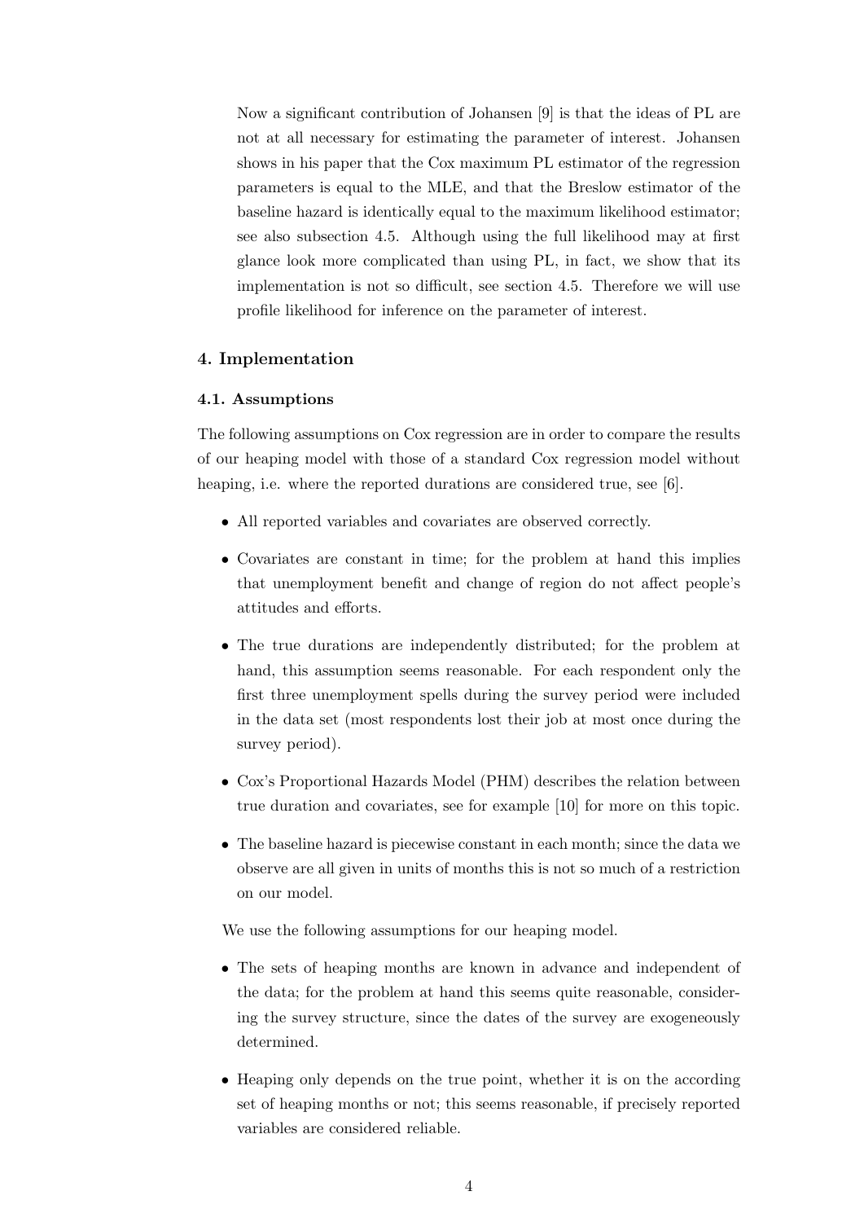Now a significant contribution of Johansen [9] is that the ideas of PL are not at all necessary for estimating the parameter of interest. Johansen shows in his paper that the Cox maximum PL estimator of the regression parameters is equal to the MLE, and that the Breslow estimator of the baseline hazard is identically equal to the maximum likelihood estimator; see also subsection 4.5. Although using the full likelihood may at first glance look more complicated than using PL, in fact, we show that its implementation is not so difficult, see section 4.5. Therefore we will use profile likelihood for inference on the parameter of interest.

## 4. Implementation

### 4.1. Assumptions

The following assumptions on Cox regression are in order to compare the results of our heaping model with those of a standard Cox regression model without heaping, i.e. where the reported durations are considered true, see [6].

- All reported variables and covariates are observed correctly.
- Covariates are constant in time; for the problem at hand this implies that unemployment benefit and change of region do not affect people's attitudes and efforts.
- The true durations are independently distributed; for the problem at hand, this assumption seems reasonable. For each respondent only the first three unemployment spells during the survey period were included in the data set (most respondents lost their job at most once during the survey period).
- Cox's Proportional Hazards Model (PHM) describes the relation between true duration and covariates, see for example [10] for more on this topic.
- The baseline hazard is piecewise constant in each month; since the data we observe are all given in units of months this is not so much of a restriction on our model.

We use the following assumptions for our heaping model.

- The sets of heaping months are known in advance and independent of the data; for the problem at hand this seems quite reasonable, considering the survey structure, since the dates of the survey are exogeneously determined.
- Heaping only depends on the true point, whether it is on the according set of heaping months or not; this seems reasonable, if precisely reported variables are considered reliable.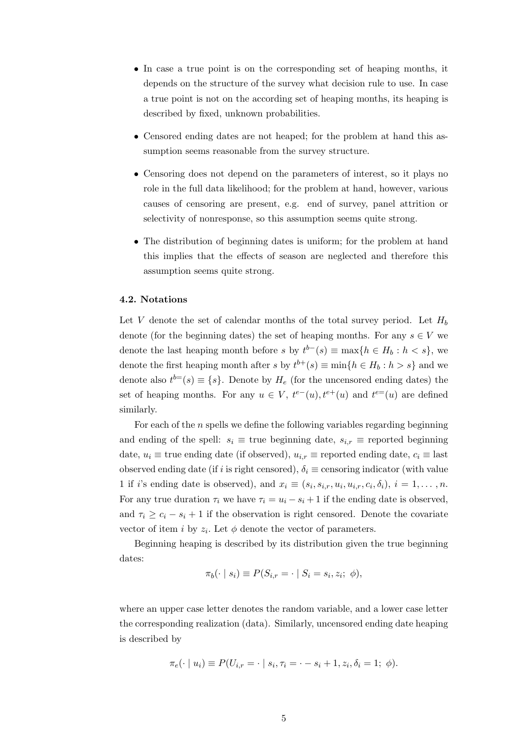- In case a true point is on the corresponding set of heaping months, it depends on the structure of the survey what decision rule to use. In case a true point is not on the according set of heaping months, its heaping is described by fixed, unknown probabilities.

- Censored ending dates are not heaped; for the problem at hand this assumption seems reasonable from the survey structure.

- Censoring does not depend on the parameters of interest, so it plays no role in the full data likelihood; for the problem at hand, however, various causes of censoring are present, e.g. end of survey, panel attrition or selectivity of nonresponse, so this assumption seems quite strong.

- The distribution of beginning dates is uniform; for the problem at hand this implies that the effects of season are neglected and therefore this assumption seems quite strong.

### 4.2. Notations

Let $V$ denote the set of calendar months of the total survey period. Let $H_b$ denote (for the beginning dates) the set of heaping months. For any $s \in V$ we denote the last heaping month before $s$ by $t^{b-}(s) \equiv \max\{h \in H_b : h < s\}$, we denote the first heaping month after $s$ by $t^{b+}(s) \equiv \min\{h \in H_b : h > s\}$ and we denote also $t^{b=}(s) \equiv \{s\}$. Denote by $H_e$ (for the uncensored ending dates) the set of heaping months. For any $u \in V$, $t^{e-}(u), t^{e+}(u)$ and $t^{e=}(u)$ are defined similarly.

For each of the $n$ spells we define the following variables regarding beginning and ending of the spell: $s_i \equiv$ true beginning date, $s_{i,r} \equiv$ reported beginning date, $u_i \equiv$ true ending date (if observed), $u_{i,r} \equiv$ reported ending date, $c_i \equiv$ last observed ending date (if $i$ is right censored), $\delta_i \equiv$ censoring indicator (with value 1 if $i$'s ending date is observed), and $x_i \equiv (s_i, s_{i,r}, u_i, u_{i,r}, c_i, \delta_i)$, $i = 1, \ldots, n$. For any true duration $\tau_i$ we have $\tau_i = u_i - s_i + 1$ if the ending date is observed, and $\tau_i \geq c_i - s_i + 1$ if the observation is right censored. Denote the covariate vector of item $i$ by $z_i$. Let $\phi$ denote the vector of parameters.

Beginning heaping is described by its distribution given the true beginning dates:

$$\pi_b(\cdot \mid s_i) \equiv P(S_{i,r} = \cdot \mid S_i = s_i, z_i;\ \phi),$$

where an upper case letter denotes the random variable, and a lower case letter the corresponding realization (data). Similarly, uncensored ending date heaping is described by

$$\pi_e(\cdot \mid u_i) \equiv P(U_{i,r} = \cdot \mid s_i, \tau_i = \cdot - s_i + 1, z_i, \delta_i = 1;\ \phi).$$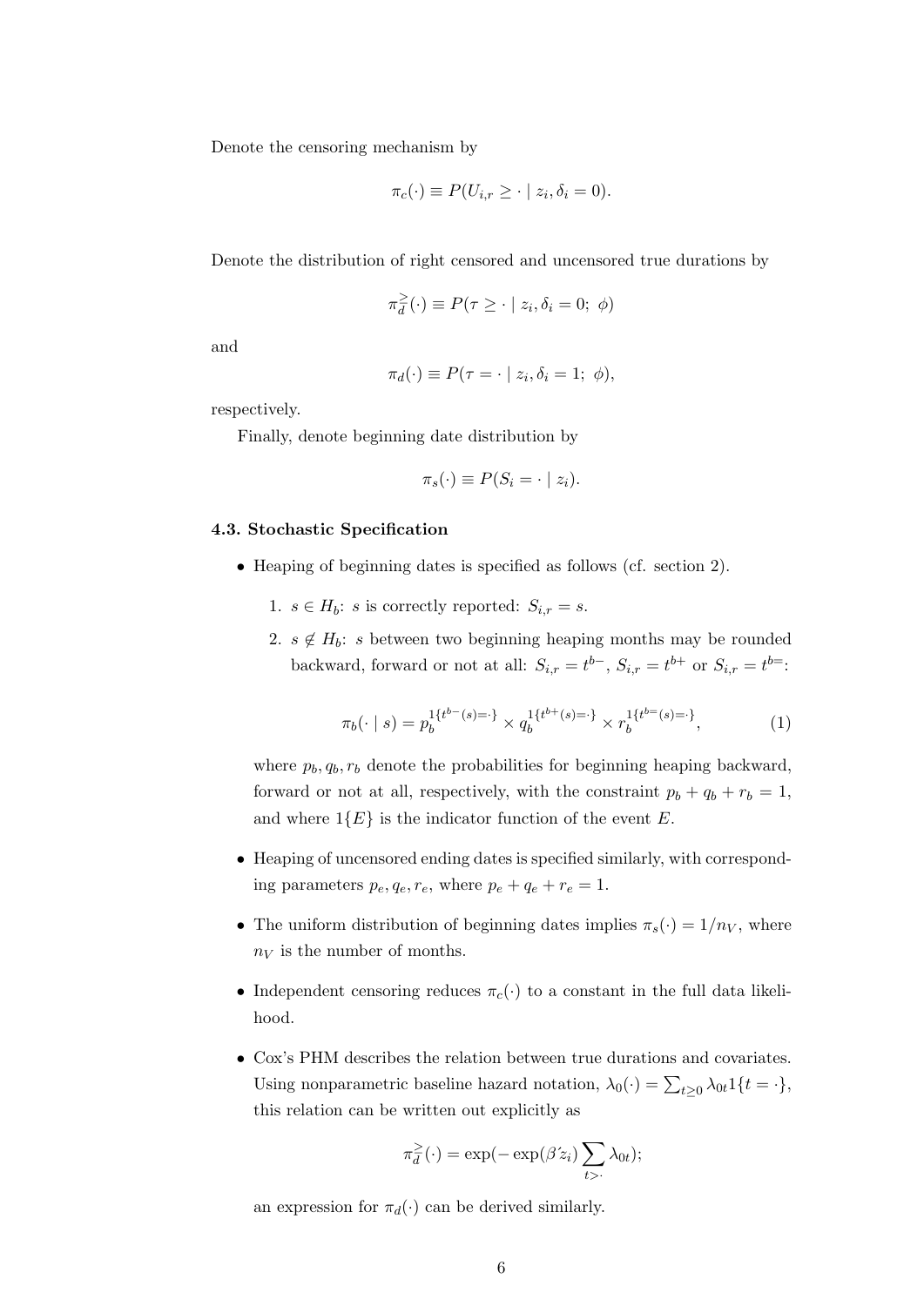Denote the censoring mechanism by

$$\pi_c(\cdot) \equiv P(U_{i,r} \geq \cdot \mid z_i, \delta_i = 0).$$

Denote the distribution of right censored and uncensored true durations by

$$\pi_d^{\geq}(\cdot) \equiv P(\tau \geq \cdot \mid z_i, \delta_i = 0;\ \phi)$$

and

$$\pi_d(\cdot) \equiv P(\tau = \cdot \mid z_i, \delta_i = 1;\ \phi),$$

respectively.

Finally, denote beginning date distribution by

$$\pi_s(\cdot) \equiv P(S_i = \cdot \mid z_i).$$

### 4.3. Stochastic Specification

- Heaping of beginning dates is specified as follows (cf. section 2).

  1. $s \in H_b$: $s$ is correctly reported: $S_{i,r} = s$.
  2. $s \notin H_b$: $s$ between two beginning heaping months may be rounded backward, forward or not at all: $S_{i,r} = t^{b-}$, $S_{i,r} = t^{b+}$ or $S_{i,r} = t^{b=}$:

  $$\pi_b(\cdot \mid s) = p_b^{1\{t^{b-}(s)=\cdot\}} \times q_b^{1\{t^{b+}(s)=\cdot\}} \times r_b^{1\{t^{b=}(s)=\cdot\}}, \tag{1}$$

  where $p_b, q_b, r_b$ denote the probabilities for beginning heaping backward, forward or not at all, respectively, with the constraint $p_b + q_b + r_b = 1$, and where $1\{E\}$ is the indicator function of the event $E$.

- Heaping of uncensored ending dates is specified similarly, with corresponding parameters $p_e, q_e, r_e$, where $p_e + q_e + r_e = 1$.

- The uniform distribution of beginning dates implies $\pi_s(\cdot) = 1/n_V$, where $n_V$ is the number of months.

- Independent censoring reduces $\pi_c(\cdot)$ to a constant in the full data likelihood.

- Cox's PHM describes the relation between true durations and covariates. Using nonparametric baseline hazard notation, $\lambda_0(\cdot) = \sum_{t \geq 0} \lambda_{0t} 1\{t = \cdot\}$, this relation can be written out explicitly as

  $$\pi_d^{\geq}(\cdot) = \exp(-\exp(\beta' z_i) \sum_{t > \cdot} \lambda_{0t});$$

  an expression for $\pi_d(\cdot)$ can be derived similarly.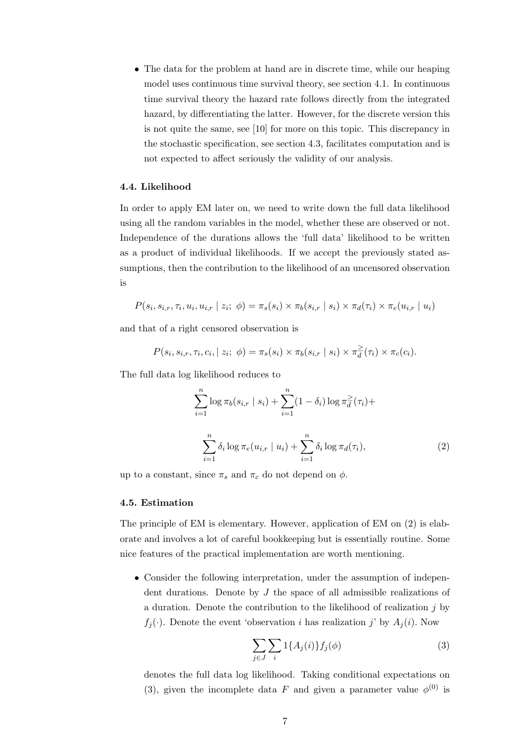- The data for the problem at hand are in discrete time, while our heaping model uses continuous time survival theory, see section 4.1. In continuous time survival theory the hazard rate follows directly from the integrated hazard, by differentiating the latter. However, for the discrete version this is not quite the same, see [10] for more on this topic. This discrepancy in the stochastic specification, see section 4.3, facilitates computation and is not expected to affect seriously the validity of our analysis.

### 4.4. Likelihood

In order to apply EM later on, we need to write down the full data likelihood using all the random variables in the model, whether these are observed or not. Independence of the durations allows the 'full data' likelihood to be written as a product of individual likelihoods. If we accept the previously stated assumptions, then the contribution to the likelihood of an uncensored observation is

$$P(s_i, s_{i,r}, \tau_i, u_i, u_{i,r} \mid z_i;\ \phi) = \pi_s(s_i) \times \pi_b(s_{i,r} \mid s_i) \times \pi_d(\tau_i) \times \pi_e(u_{i,r} \mid u_i)$$

and that of a right censored observation is

$$P(s_i, s_{i,r}, \tau_i, c_i, \mid z_i;\ \phi) = \pi_s(s_i) \times \pi_b(s_{i,r} \mid s_i) \times \pi_d^{\geq}(\tau_i) \times \pi_c(c_i).$$

The full data log likelihood reduces to

$$\sum_{i=1}^{n} \log \pi_b(s_{i,r} \mid s_i) + \sum_{i=1}^{n} (1 - \delta_i) \log \pi_d^{\geq}(\tau_i) +$$

$$\sum_{i=1}^{n} \delta_i \log \pi_e(u_{i,r} \mid u_i) + \sum_{i=1}^{n} \delta_i \log \pi_d(\tau_i), \tag{2}$$

up to a constant, since $\pi_s$ and $\pi_c$ do not depend on $\phi$.

### 4.5. Estimation

The principle of EM is elementary. However, application of EM on (2) is elaborate and involves a lot of careful bookkeeping but is essentially routine. Some nice features of the practical implementation are worth mentioning.

- Consider the following interpretation, under the assumption of independent durations. Denote by $J$ the space of all admissible realizations of a duration. Denote the contribution to the likelihood of realization $j$ by $f_j(\cdot)$. Denote the event 'observation $i$ has realization $j$' by $A_j(i)$. Now

$$\sum_{j \in J} \sum_{i} 1\{A_j(i)\} f_j(\phi) \tag{3}$$

denotes the full data log likelihood. Taking conditional expectations on (3), given the incomplete data $F$ and given a parameter value $\phi^{(0)}$ is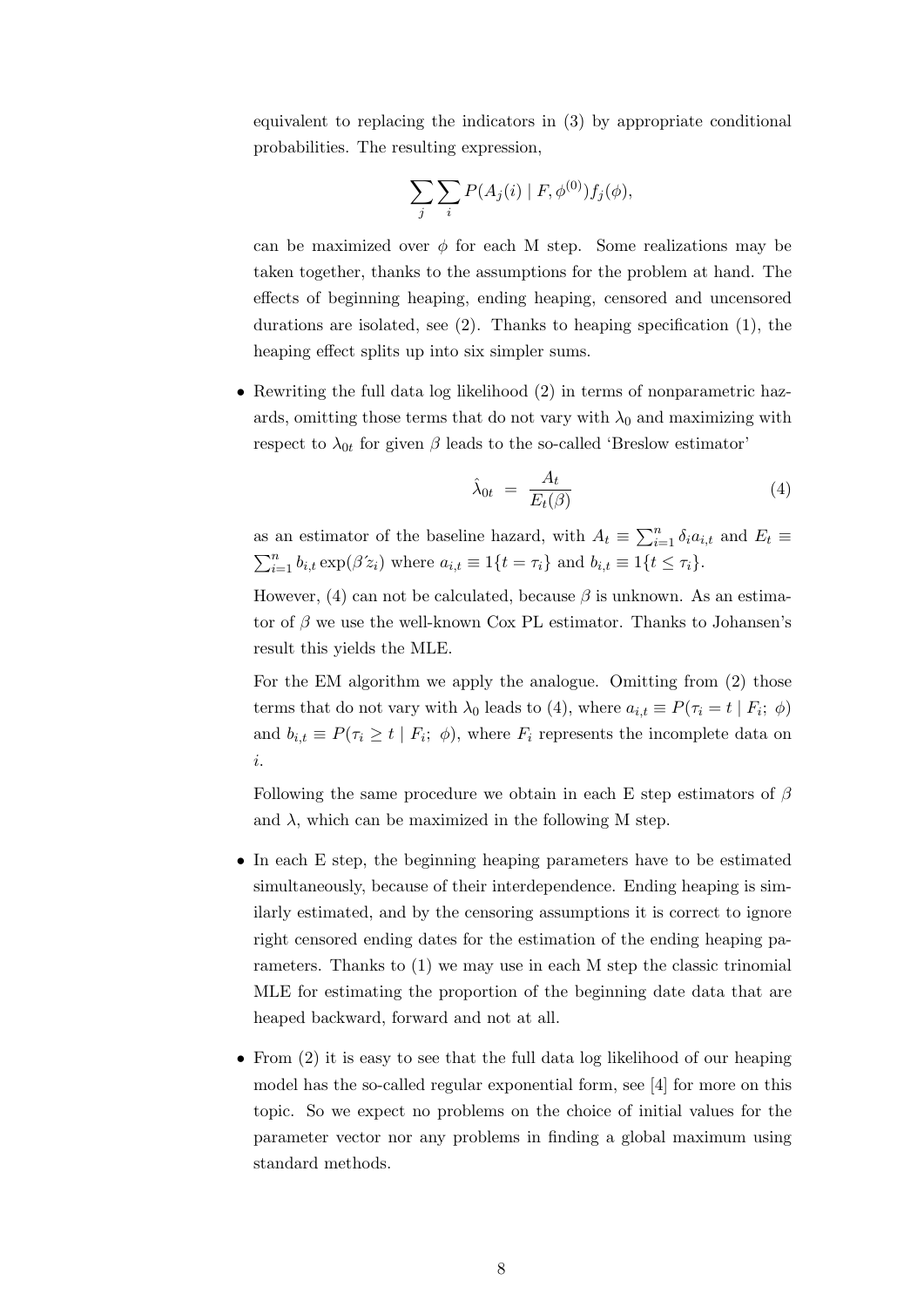equivalent to replacing the indicators in (3) by appropriate conditional probabilities. The resulting expression,

$$\sum_j \sum_i P(A_j(i) \mid F, \phi^{(0)}) f_j(\phi),$$

can be maximized over $\phi$ for each M step. Some realizations may be taken together, thanks to the assumptions for the problem at hand. The effects of beginning heaping, ending heaping, censored and uncensored durations are isolated, see (2). Thanks to heaping specification (1), the heaping effect splits up into six simpler sums.

- Rewriting the full data log likelihood (2) in terms of nonparametric hazards, omitting those terms that do not vary with $\lambda_0$ and maximizing with respect to $\lambda_{0t}$ for given $\beta$ leads to the so-called 'Breslow estimator'

  $$\hat{\lambda}_{0t} \ = \ \frac{A_t}{E_t(\beta)} \tag{4}$$

  as an estimator of the baseline hazard, with $A_t \equiv \sum_{i=1}^n \delta_i a_{i,t}$ and $E_t \equiv \sum_{i=1}^n b_{i,t} \exp(\beta' z_i)$ where $a_{i,t} \equiv 1\{t = \tau_i\}$ and $b_{i,t} \equiv 1\{t \leq \tau_i\}$.

  However, (4) can not be calculated, because $\beta$ is unknown. As an estimator of $\beta$ we use the well-known Cox PL estimator. Thanks to Johansen's result this yields the MLE.

  For the EM algorithm we apply the analogue. Omitting from (2) those terms that do not vary with $\lambda_0$ leads to (4), where $a_{i,t} \equiv P(\tau_i = t \mid F_i;\ \phi)$ and $b_{i,t} \equiv P(\tau_i \geq t \mid F_i;\ \phi)$, where $F_i$ represents the incomplete data on $i$.

  Following the same procedure we obtain in each E step estimators of $\beta$ and $\lambda$, which can be maximized in the following M step.

- In each E step, the beginning heaping parameters have to be estimated simultaneously, because of their interdependence. Ending heaping is similarly estimated, and by the censoring assumptions it is correct to ignore right censored ending dates for the estimation of the ending heaping parameters. Thanks to (1) we may use in each M step the classic trinomial MLE for estimating the proportion of the beginning date data that are heaped backward, forward and not at all.

- From (2) it is easy to see that the full data log likelihood of our heaping model has the so-called regular exponential form, see [4] for more on this topic. So we expect no problems on the choice of initial values for the parameter vector nor any problems in finding a global maximum using standard methods.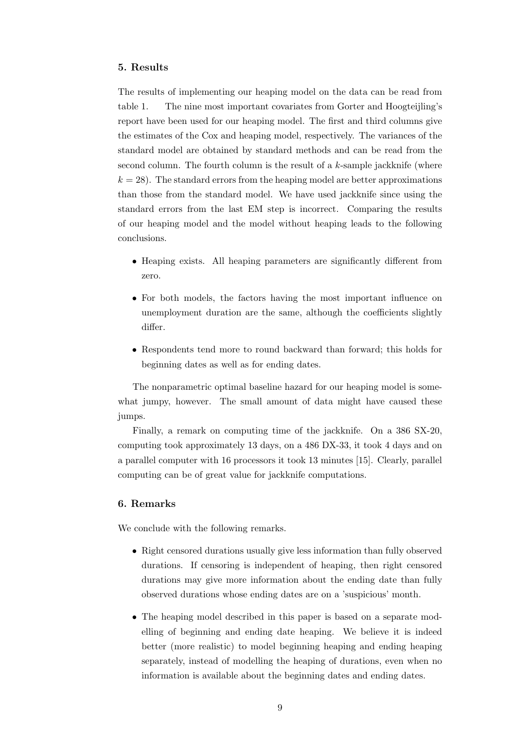## 5. Results

The results of implementing our heaping model on the data can be read from table 1. The nine most important covariates from Gorter and Hoogteijling's report have been used for our heaping model. The first and third columns give the estimates of the Cox and heaping model, respectively. The variances of the standard model are obtained by standard methods and can be read from the second column. The fourth column is the result of a $k$-sample jackknife (where $k = 28$). The standard errors from the heaping model are better approximations than those from the standard model. We have used jackknife since using the standard errors from the last EM step is incorrect. Comparing the results of our heaping model and the model without heaping leads to the following conclusions.

- Heaping exists. All heaping parameters are significantly different from zero.
- For both models, the factors having the most important influence on unemployment duration are the same, although the coefficients slightly differ.
- Respondents tend more to round backward than forward; this holds for beginning dates as well as for ending dates.

The nonparametric optimal baseline hazard for our heaping model is somewhat jumpy, however. The small amount of data might have caused these jumps.

Finally, a remark on computing time of the jackknife. On a 386 SX-20, computing took approximately 13 days, on a 486 DX-33, it took 4 days and on a parallel computer with 16 processors it took 13 minutes [15]. Clearly, parallel computing can be of great value for jackknife computations.

## 6. Remarks

We conclude with the following remarks.

- Right censored durations usually give less information than fully observed durations. If censoring is independent of heaping, then right censored durations may give more information about the ending date than fully observed durations whose ending dates are on a 'suspicious' month.
- The heaping model described in this paper is based on a separate modelling of beginning and ending date heaping. We believe it is indeed better (more realistic) to model beginning heaping and ending heaping separately, instead of modelling the heaping of durations, even when no information is available about the beginning dates and ending dates.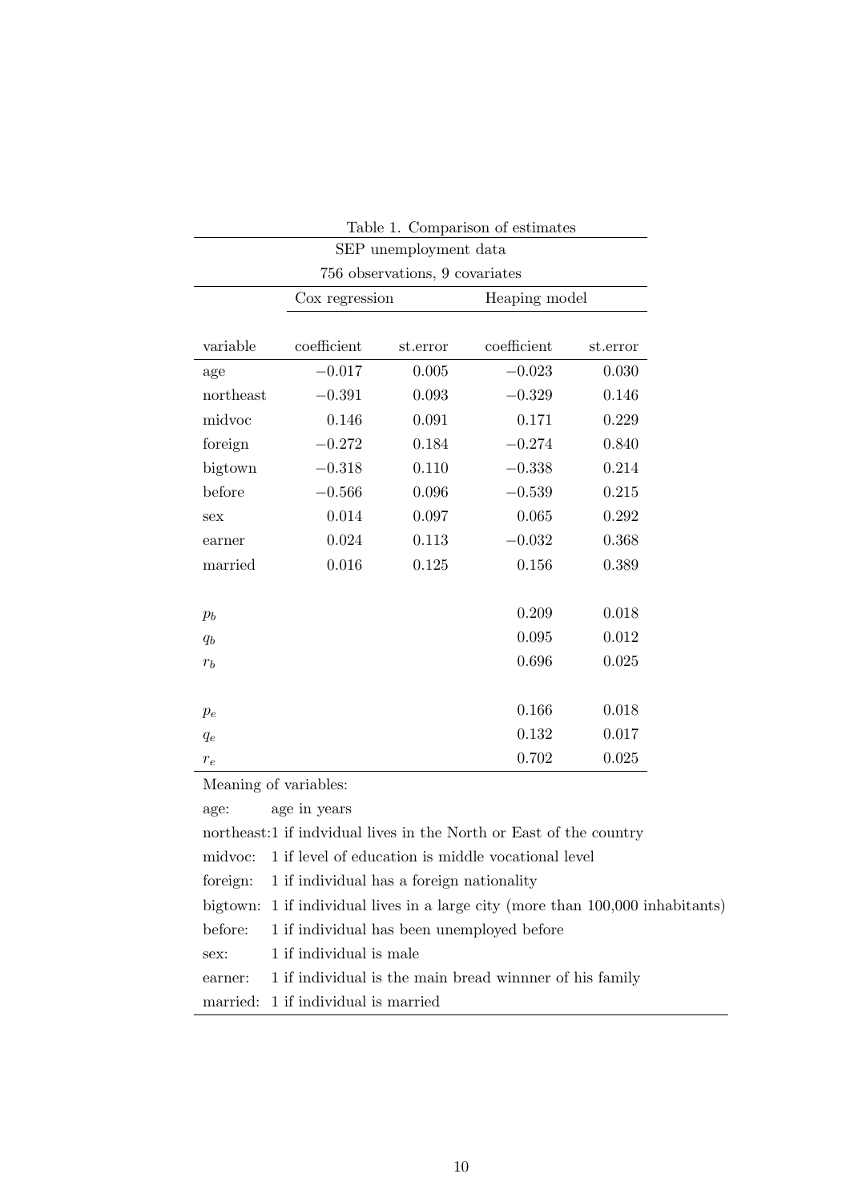Table 1. Comparison of estimates

SEP unemployment data

756 observations, 9 covariates

| | Cox regression | | Heaping model | |
|---|---|---|---|---|
| variable | coefficient | st.error | coefficient | st.error |
| age | −0.017 | 0.005 | −0.023 | 0.030 |
| northeast | −0.391 | 0.093 | −0.329 | 0.146 |
| midvoc | 0.146 | 0.091 | 0.171 | 0.229 |
| foreign | −0.272 | 0.184 | −0.274 | 0.840 |
| bigtown | −0.318 | 0.110 | −0.338 | 0.214 |
| before | −0.566 | 0.096 | −0.539 | 0.215 |
| sex | 0.014 | 0.097 | 0.065 | 0.292 |
| earner | 0.024 | 0.113 | −0.032 | 0.368 |
| married | 0.016 | 0.125 | 0.156 | 0.389 |
| $p_b$ | | | 0.209 | 0.018 |
| $q_b$ | | | 0.095 | 0.012 |
| $r_b$ | | | 0.696 | 0.025 |
| $p_e$ | | | 0.166 | 0.018 |
| $q_e$ | | | 0.132 | 0.017 |
| $r_e$ | | | 0.702 | 0.025 |

Meaning of variables:

age: age in years

northeast: 1 if indvidual lives in the North or East of the country

midvoc: 1 if level of education is middle vocational level

foreign: 1 if individual has a foreign nationality

bigtown: 1 if individual lives in a large city (more than 100,000 inhabitants)

before: 1 if individual has been unemployed before

sex: 1 if individual is male

earner: 1 if individual is the main bread winnner of his family

married: 1 if individual is married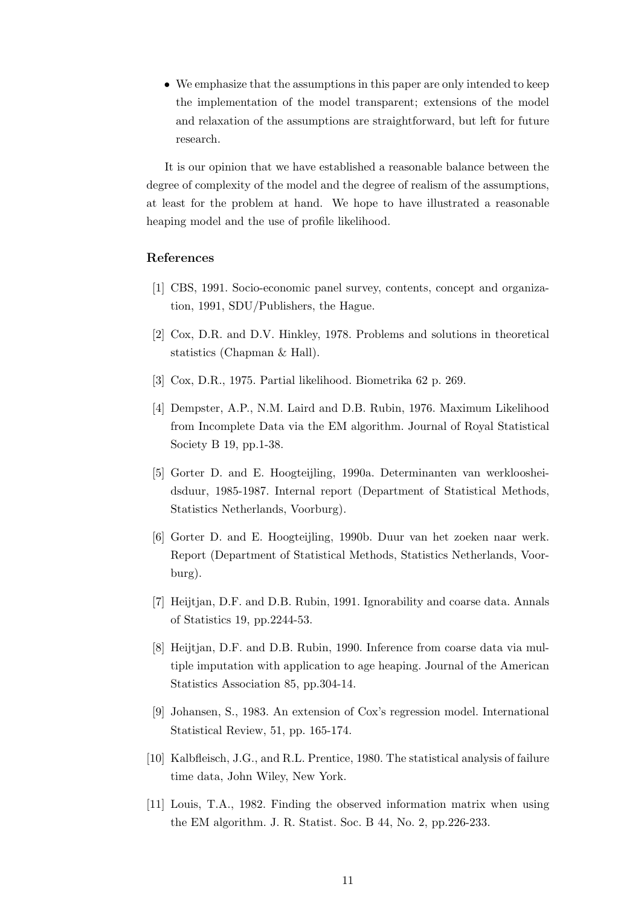- We emphasize that the assumptions in this paper are only intended to keep the implementation of the model transparent; extensions of the model and relaxation of the assumptions are straightforward, but left for future research.

It is our opinion that we have established a reasonable balance between the degree of complexity of the model and the degree of realism of the assumptions, at least for the problem at hand. We hope to have illustrated a reasonable heaping model and the use of profile likelihood.

## References

[1] CBS, 1991. Socio-economic panel survey, contents, concept and organization, 1991, SDU/Publishers, the Hague.

[2] Cox, D.R. and D.V. Hinkley, 1978. Problems and solutions in theoretical statistics (Chapman & Hall).

[3] Cox, D.R., 1975. Partial likelihood. Biometrika 62 p. 269.

[4] Dempster, A.P., N.M. Laird and D.B. Rubin, 1976. Maximum Likelihood from Incomplete Data via the EM algorithm. Journal of Royal Statistical Society B 19, pp.1-38.

[5] Gorter D. and E. Hoogteijling, 1990a. Determinanten van werkloosheidsduur, 1985-1987. Internal report (Department of Statistical Methods, Statistics Netherlands, Voorburg).

[6] Gorter D. and E. Hoogteijling, 1990b. Duur van het zoeken naar werk. Report (Department of Statistical Methods, Statistics Netherlands, Voorburg).

[7] Heijtjan, D.F. and D.B. Rubin, 1991. Ignorability and coarse data. Annals of Statistics 19, pp.2244-53.

[8] Heijtjan, D.F. and D.B. Rubin, 1990. Inference from coarse data via multiple imputation with application to age heaping. Journal of the American Statistics Association 85, pp.304-14.

[9] Johansen, S., 1983. An extension of Cox's regression model. International Statistical Review, 51, pp. 165-174.

[10] Kalbfleisch, J.G., and R.L. Prentice, 1980. The statistical analysis of failure time data, John Wiley, New York.

[11] Louis, T.A., 1982. Finding the observed information matrix when using the EM algorithm. J. R. Statist. Soc. B 44, No. 2, pp.226-233.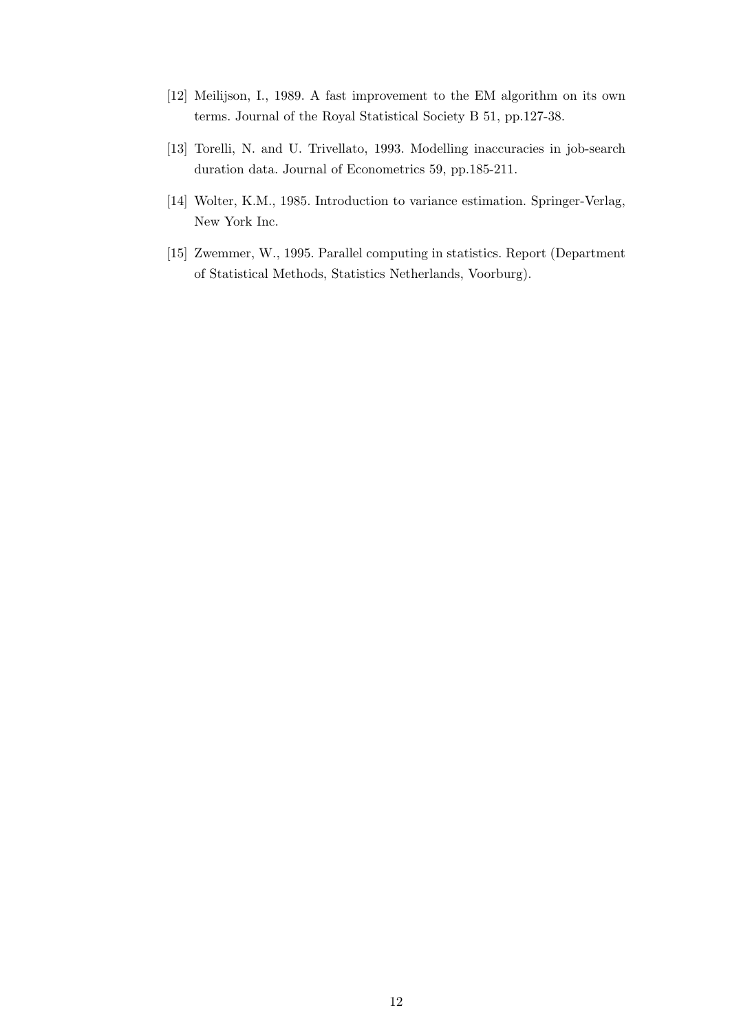[12] Meilijson, I., 1989. A fast improvement to the EM algorithm on its own terms. Journal of the Royal Statistical Society B 51, pp.127-38.

[13] Torelli, N. and U. Trivellato, 1993. Modelling inaccuracies in job-search duration data. Journal of Econometrics 59, pp.185-211.

[14] Wolter, K.M., 1985. Introduction to variance estimation. Springer-Verlag, New York Inc.

[15] Zwemmer, W., 1995. Parallel computing in statistics. Report (Department of Statistical Methods, Statistics Netherlands, Voorburg).